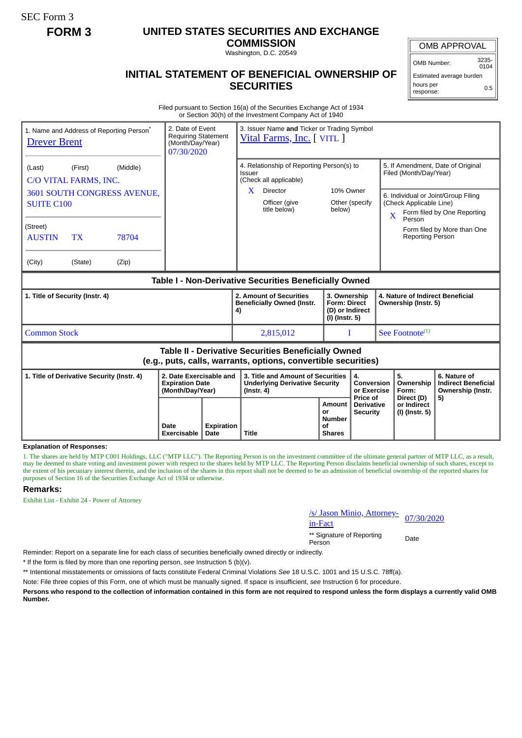SEC Form 3

**FORM 3**

# UNITED STATES SECURITIES AND EXCHANGE COMMISSION

Washington, D.C. 20549

## INITIAL STATEMENT OF BENEFICIAL OWNERSHIP OF SECURITIES

| OMB APPROVAL | |
|---|---|
| OMB Number: | 3235-0104 |
| Estimated average burden | |
| hours per response: | 0.5 |

Filed pursuant to Section 16(a) of the Securities Exchange Act of 1934
or Section 30(h) of the Investment Company Act of 1940

1. Name and Address of Reporting Person*
Drever Brent

(Last) (First) (Middle)
C/O VITAL FARMS, INC.
3601 SOUTH CONGRESS AVENUE, SUITE C100

(Street)
AUSTIN TX 78704

(City) (State) (Zip)

2. Date of Event Requiring Statement (Month/Day/Year)
07/30/2020

3. Issuer Name **and** Ticker or Trading Symbol
Vital Farms, Inc. [ VITL ]

4. Relationship of Reporting Person(s) to Issuer
(Check all applicable)
X Director
10% Owner
Officer (give title below)
Other (specify below)

5. If Amendment, Date of Original Filed (Month/Day/Year)

6. Individual or Joint/Group Filing (Check Applicable Line)
X Form filed by One Reporting Person
Form filed by More than One Reporting Person

### Table I - Non-Derivative Securities Beneficially Owned

| 1. Title of Security (Instr. 4) | 2. Amount of Securities Beneficially Owned (Instr. 4) | 3. Ownership Form: Direct (D) or Indirect (I) (Instr. 5) | 4. Nature of Indirect Beneficial Ownership (Instr. 5) |
|---|---|---|---|
| Common Stock | 2,815,012 | I | See Footnote[(1)] |

### Table II - Derivative Securities Beneficially Owned (e.g., puts, calls, warrants, options, convertible securities)

| 1. Title of Derivative Security (Instr. 4) | 2. Date Exercisable and Expiration Date (Month/Day/Year) | | 3. Title and Amount of Securities Underlying Derivative Security (Instr. 4) | | 4. Conversion or Exercise Price of Derivative Security | 5. Ownership Form: Direct (D) or Indirect (I) (Instr. 5) | 6. Nature of Indirect Beneficial Ownership (Instr. 5) |
|---|---|---|---|---|---|---|---|
| | Date Exercisable | Expiration Date | Title | Amount or Number of Shares | | | |

**Explanation of Responses:**

1. The shares are held by MTP C001 Holdings, LLC ("MTP LLC"). The Reporting Person is on the investment committee of the ultimate general partner of MTP LLC, as a result, may be deemed to share voting and investment power with respect to the shares held by MTP LLC. The Reporting Person disclaims beneficial ownership of such shares, except to the extent of his pecuniary interest therein, and the inclusion of the shares in this report shall not be deemed to be an admission of beneficial ownership of the reported shares for purposes of Section 16 of the Securities Exchange Act of 1934 or otherwise.

**Remarks:**

Exhibit List - Exhibit 24 - Power of Attorney

/s/ Jason Minio, Attorney-in-Fact — 07/30/2020

** Signature of Reporting Person — Date

Reminder: Report on a separate line for each class of securities beneficially owned directly or indirectly.

* If the form is filed by more than one reporting person, *see* Instruction 5 (b)(v).

** Intentional misstatements or omissions of facts constitute Federal Criminal Violations *See* 18 U.S.C. 1001 and 15 U.S.C. 78ff(a).

Note: File three copies of this Form, one of which must be manually signed. If space is insufficient, *see* Instruction 6 for procedure.

**Persons who respond to the collection of information contained in this form are not required to respond unless the form displays a currently valid OMB Number.**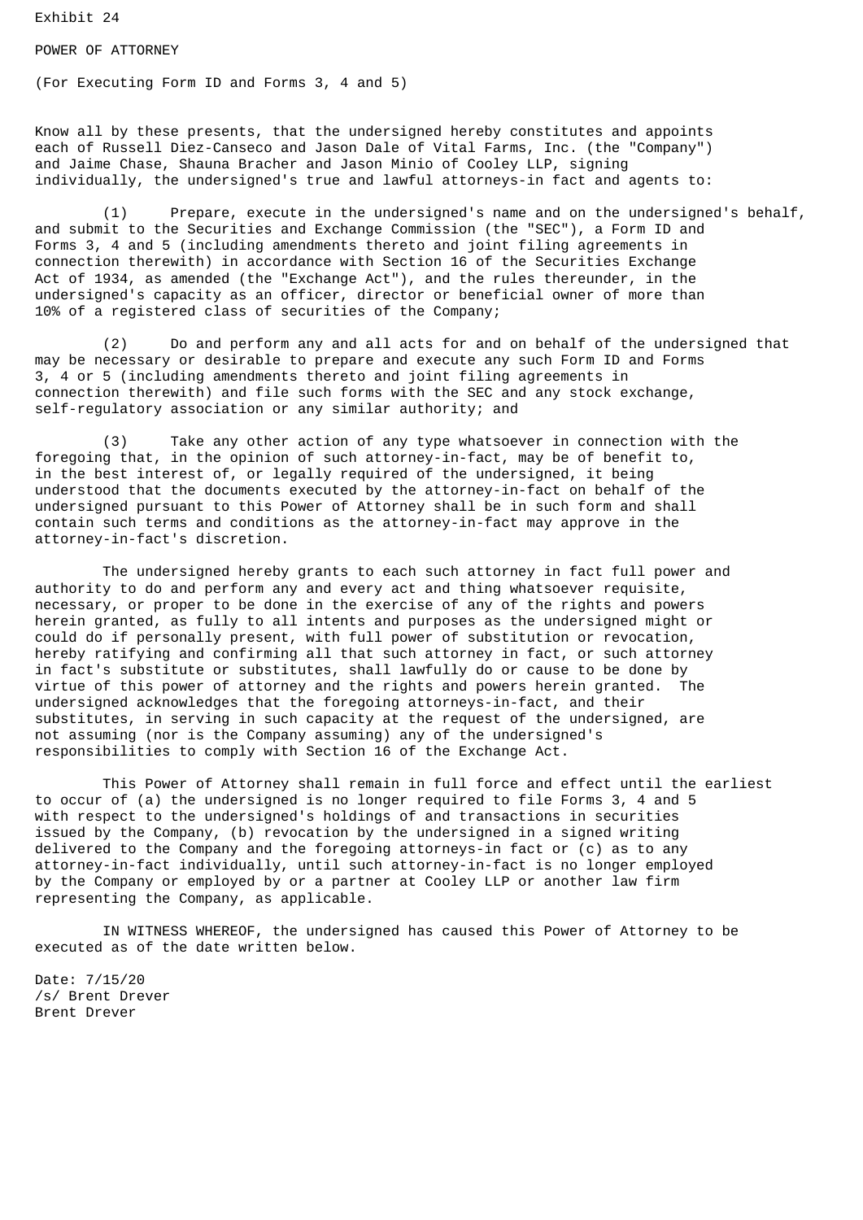Exhibit 24

POWER OF ATTORNEY

(For Executing Form ID and Forms 3, 4 and 5)

Know all by these presents, that the undersigned hereby constitutes and appoints each of Russell Diez-Canseco and Jason Dale of Vital Farms, Inc. (the "Company") and Jaime Chase, Shauna Bracher and Jason Minio of Cooley LLP, signing individually, the undersigned's true and lawful attorneys-in fact and agents to:

(1) Prepare, execute in the undersigned's name and on the undersigned's behalf, and submit to the Securities and Exchange Commission (the "SEC"), a Form ID and Forms 3, 4 and 5 (including amendments thereto and joint filing agreements in connection therewith) in accordance with Section 16 of the Securities Exchange Act of 1934, as amended (the "Exchange Act"), and the rules thereunder, in the undersigned's capacity as an officer, director or beneficial owner of more than 10% of a registered class of securities of the Company;

(2) Do and perform any and all acts for and on behalf of the undersigned that may be necessary or desirable to prepare and execute any such Form ID and Forms 3, 4 or 5 (including amendments thereto and joint filing agreements in connection therewith) and file such forms with the SEC and any stock exchange, self-regulatory association or any similar authority; and

(3) Take any other action of any type whatsoever in connection with the foregoing that, in the opinion of such attorney-in-fact, may be of benefit to, in the best interest of, or legally required of the undersigned, it being understood that the documents executed by the attorney-in-fact on behalf of the undersigned pursuant to this Power of Attorney shall be in such form and shall contain such terms and conditions as the attorney-in-fact may approve in the attorney-in-fact's discretion.

The undersigned hereby grants to each such attorney in fact full power and authority to do and perform any and every act and thing whatsoever requisite, necessary, or proper to be done in the exercise of any of the rights and powers herein granted, as fully to all intents and purposes as the undersigned might or could do if personally present, with full power of substitution or revocation, hereby ratifying and confirming all that such attorney in fact, or such attorney in fact's substitute or substitutes, shall lawfully do or cause to be done by virtue of this power of attorney and the rights and powers herein granted. The undersigned acknowledges that the foregoing attorneys-in-fact, and their substitutes, in serving in such capacity at the request of the undersigned, are not assuming (nor is the Company assuming) any of the undersigned's responsibilities to comply with Section 16 of the Exchange Act.

This Power of Attorney shall remain in full force and effect until the earliest to occur of (a) the undersigned is no longer required to file Forms 3, 4 and 5 with respect to the undersigned's holdings of and transactions in securities issued by the Company, (b) revocation by the undersigned in a signed writing delivered to the Company and the foregoing attorneys-in fact or (c) as to any attorney-in-fact individually, until such attorney-in-fact is no longer employed by the Company or employed by or a partner at Cooley LLP or another law firm representing the Company, as applicable.

IN WITNESS WHEREOF, the undersigned has caused this Power of Attorney to be executed as of the date written below.

Date: 7/15/20
/s/ Brent Drever
Brent Drever